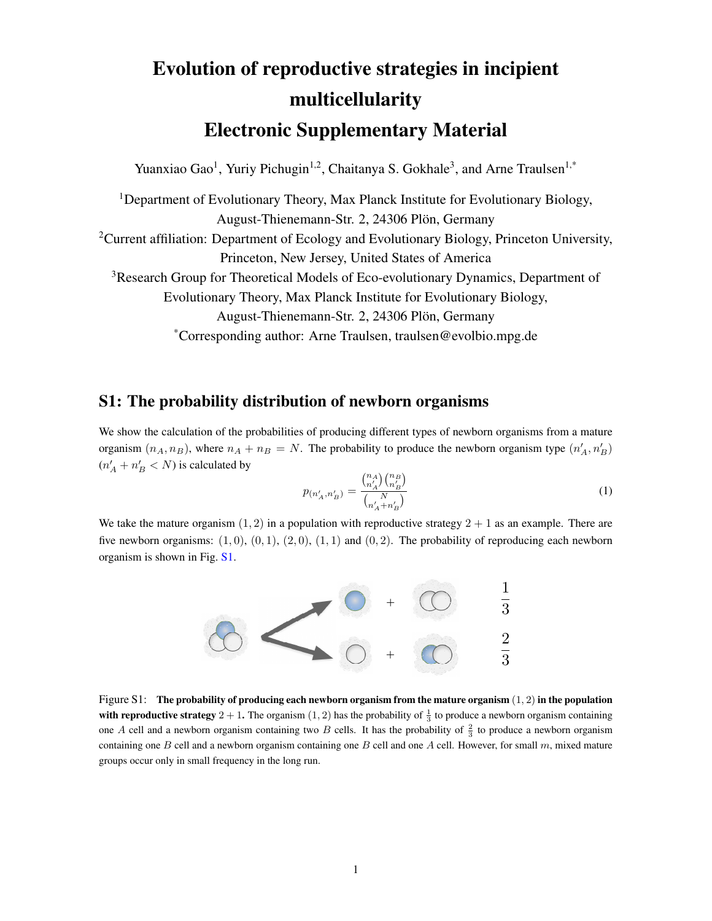# Evolution of reproductive strategies in incipient multicellularity
# Electronic Supplementary Material

Yuanxiao Gao[1], Yuriy Pichugin[1,2], Chaitanya S. Gokhale[3], and Arne Traulsen[1,*]

[1]Department of Evolutionary Theory, Max Planck Institute for Evolutionary Biology, August-Thienemann-Str. 2, 24306 Plön, Germany

[2]Current affiliation: Department of Ecology and Evolutionary Biology, Princeton University, Princeton, New Jersey, United States of America

[3]Research Group for Theoretical Models of Eco-evolutionary Dynamics, Department of Evolutionary Theory, Max Planck Institute for Evolutionary Biology, August-Thienemann-Str. 2, 24306 Plön, Germany

[*]Corresponding author: Arne Traulsen, traulsen@evolbio.mpg.de

## S1: The probability distribution of newborn organisms

We show the calculation of the probabilities of producing different types of newborn organisms from a mature organism $(n_A, n_B)$, where $n_A + n_B = N$. The probability to produce the newborn organism type $(n'_A, n'_B)$ $(n'_A + n'_B < N)$ is calculated by

$$p_{(n'_A, n'_B)} = \frac{\binom{n_A}{n'_A}\binom{n_B}{n'_B}}{\binom{N}{n'_A + n'_B}} \tag{1}$$

We take the mature organism $(1, 2)$ in a population with reproductive strategy $2 + 1$ as an example. There are five newborn organisms: $(1, 0)$, $(0, 1)$, $(2, 0)$, $(1, 1)$ and $(0, 2)$. The probability of reproducing each newborn organism is shown in Fig. S1.

Figure S1: **The probability of producing each newborn organism from the mature organism $(1, 2)$ in the population with reproductive strategy $2 + 1$.** The organism $(1, 2)$ has the probability of $\frac{1}{3}$ to produce a newborn organism containing one $A$ cell and a newborn organism containing two $B$ cells. It has the probability of $\frac{2}{3}$ to produce a newborn organism containing one $B$ cell and a newborn organism containing one $B$ cell and one $A$ cell. However, for small $m$, mixed mature groups occur only in small frequency in the long run.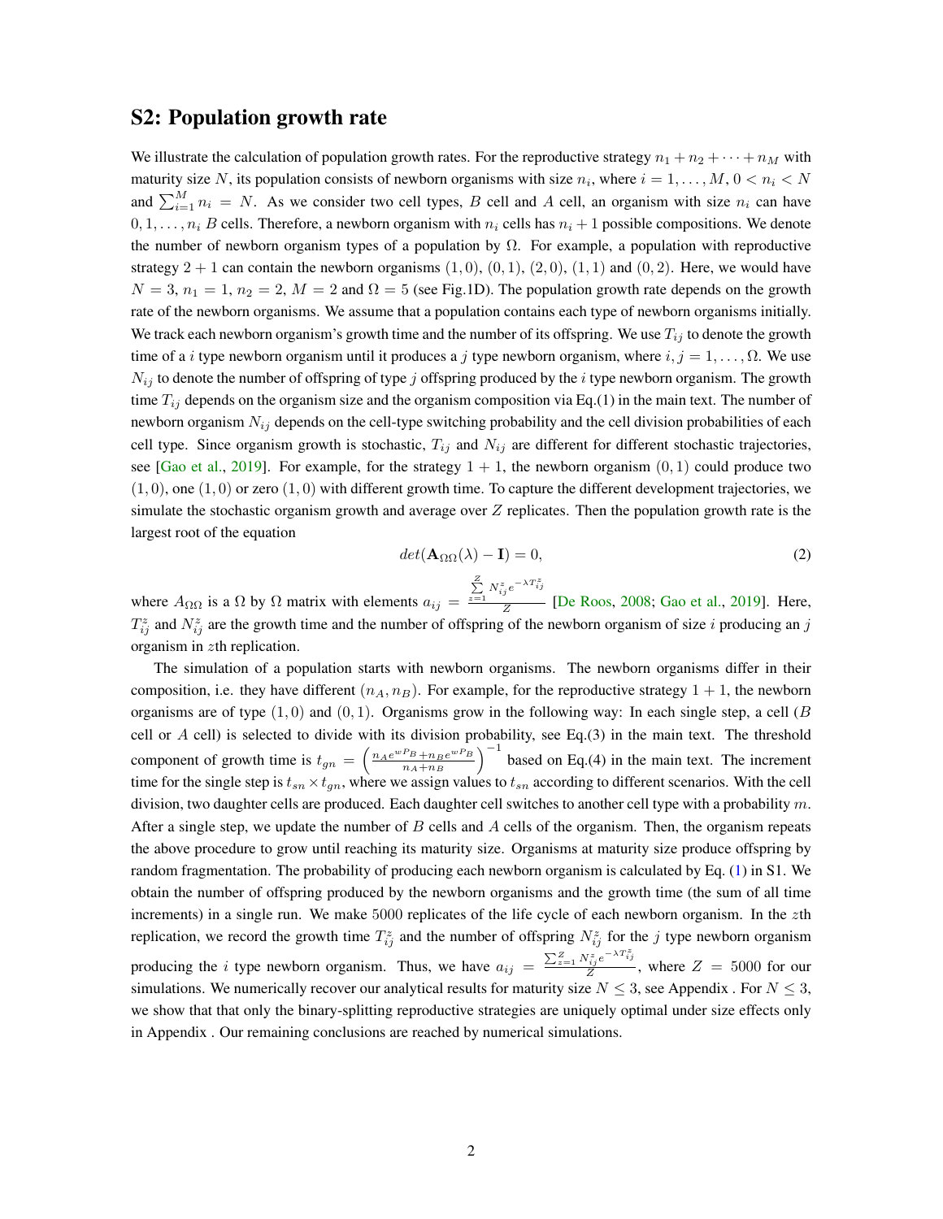## S2: Population growth rate

We illustrate the calculation of population growth rates. For the reproductive strategy $n_1 + n_2 + \cdots + n_M$ with maturity size $N$, its population consists of newborn organisms with size $n_i$, where $i = 1, \ldots, M$, $0 < n_i < N$ and $\sum_{i=1}^{M} n_i = N$. As we consider two cell types, $B$ cell and $A$ cell, an organism with size $n_i$ can have $0, 1, \ldots, n_i$ $B$ cells. Therefore, a newborn organism with $n_i$ cells has $n_i + 1$ possible compositions. We denote the number of newborn organism types of a population by $\Omega$. For example, a population with reproductive strategy $2 + 1$ can contain the newborn organisms $(1, 0)$, $(0, 1)$, $(2, 0)$, $(1, 1)$ and $(0, 2)$. Here, we would have $N = 3$, $n_1 = 1$, $n_2 = 2$, $M = 2$ and $\Omega = 5$ (see Fig.1D). The population growth rate depends on the growth rate of the newborn organisms. We assume that a population contains each type of newborn organisms initially. We track each newborn organism's growth time and the number of its offspring. We use $T_{ij}$ to denote the growth time of a $i$ type newborn organism until it produces a $j$ type newborn organism, where $i, j = 1, \ldots, \Omega$. We use $N_{ij}$ to denote the number of offspring of type $j$ offspring produced by the $i$ type newborn organism. The growth time $T_{ij}$ depends on the organism size and the organism composition via Eq.(1) in the main text. The number of newborn organism $N_{ij}$ depends on the cell-type switching probability and the cell division probabilities of each cell type. Since organism growth is stochastic, $T_{ij}$ and $N_{ij}$ are different for different stochastic trajectories, see [Gao et al., 2019]. For example, for the strategy $1 + 1$, the newborn organism $(0, 1)$ could produce two $(1, 0)$, one $(1, 0)$ or zero $(1, 0)$ with different growth time. To capture the different development trajectories, we simulate the stochastic organism growth and average over $Z$ replicates. Then the population growth rate is the largest root of the equation

$$det(\mathbf{A}_{\Omega\Omega}(\lambda) - \mathbf{I}) = 0, \tag{2}$$

where $A_{\Omega\Omega}$ is a $\Omega$ by $\Omega$ matrix with elements $a_{ij} = \frac{\sum_{z=1}^{Z} N_{ij}^{z} e^{-\lambda T_{ij}^{z}}}{Z}$ [De Roos, 2008; Gao et al., 2019]. Here, $T_{ij}^{z}$ and $N_{ij}^{z}$ are the growth time and the number of offspring of the newborn organism of size $i$ producing an $j$ organism in $z$th replication.

The simulation of a population starts with newborn organisms. The newborn organisms differ in their composition, i.e. they have different $(n_A, n_B)$. For example, for the reproductive strategy $1 + 1$, the newborn organisms are of type $(1, 0)$ and $(0, 1)$. Organisms grow in the following way: In each single step, a cell ($B$ cell or $A$ cell) is selected to divide with its division probability, see Eq.(3) in the main text. The threshold component of growth time is $t_{gn} = \left(\frac{n_A e^{wP_B} + n_B e^{wP_B}}{n_A + n_B}\right)^{-1}$ based on Eq.(4) in the main text. The increment time for the single step is $t_{sn} \times t_{gn}$, where we assign values to $t_{sn}$ according to different scenarios. With the cell division, two daughter cells are produced. Each daughter cell switches to another cell type with a probability $m$. After a single step, we update the number of $B$ cells and $A$ cells of the organism. Then, the organism repeats the above procedure to grow until reaching its maturity size. Organisms at maturity size produce offspring by random fragmentation. The probability of producing each newborn organism is calculated by Eq. (1) in S1. We obtain the number of offspring produced by the newborn organisms and the growth time (the sum of all time increments) in a single run. We make 5000 replicates of the life cycle of each newborn organism. In the $z$th replication, we record the growth time $T_{ij}^{z}$ and the number of offspring $N_{ij}^{z}$ for the $j$ type newborn organism producing the $i$ type newborn organism. Thus, we have $a_{ij} = \frac{\sum_{z=1}^{Z} N_{ij}^{z} e^{-\lambda T_{ij}^{z}}}{Z}$, where $Z = 5000$ for our simulations. We numerically recover our analytical results for maturity size $N \leq 3$, see Appendix . For $N \leq 3$, we show that that only the binary-splitting reproductive strategies are uniquely optimal under size effects only in Appendix . Our remaining conclusions are reached by numerical simulations.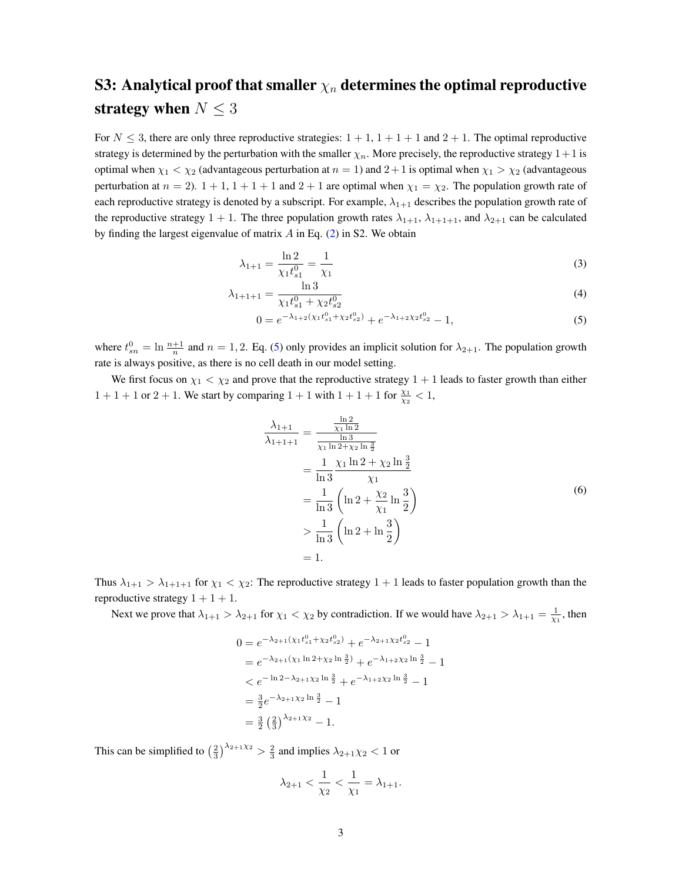## S3: Analytical proof that smaller $\chi_n$ determines the optimal reproductive strategy when $N \leq 3$

For $N \leq 3$, there are only three reproductive strategies: $1+1$, $1+1+1$ and $2+1$. The optimal reproductive strategy is determined by the perturbation with the smaller $\chi_n$. More precisely, the reproductive strategy $1+1$ is optimal when $\chi_1 < \chi_2$ (advantageous perturbation at $n=1$) and $2+1$ is optimal when $\chi_1 > \chi_2$ (advantageous perturbation at $n=2$). $1+1$, $1+1+1$ and $2+1$ are optimal when $\chi_1 = \chi_2$. The population growth rate of each reproductive strategy is denoted by a subscript. For example, $\lambda_{1+1}$ describes the population growth rate of the reproductive strategy $1+1$. The three population growth rates $\lambda_{1+1}$, $\lambda_{1+1+1}$, and $\lambda_{2+1}$ can be calculated by finding the largest eigenvalue of matrix $A$ in Eq. (2) in S2. We obtain

$$\lambda_{1+1} = \frac{\ln 2}{\chi_1 t_{s1}^0} = \frac{1}{\chi_1} \tag{3}$$

$$\lambda_{1+1+1} = \frac{\ln 3}{\chi_1 t_{s1}^0 + \chi_2 t_{s2}^0} \tag{4}$$

$$0 = e^{-\lambda_{1+2}(\chi_1 t_{s1}^0 + \chi_2 t_{s2}^0)} + e^{-\lambda_{1+2}\chi_2 t_{s2}^0} - 1, \tag{5}$$

where $t_{sn}^0 = \ln \frac{n+1}{n}$ and $n = 1, 2$. Eq. (5) only provides an implicit solution for $\lambda_{2+1}$. The population growth rate is always positive, as there is no cell death in our model setting.

We first focus on $\chi_1 < \chi_2$ and prove that the reproductive strategy $1+1$ leads to faster growth than either $1+1+1$ or $2+1$. We start by comparing $1+1$ with $1+1+1$ for $\frac{\chi_1}{\chi_2} < 1$,

$$\begin{aligned}
\frac{\lambda_{1+1}}{\lambda_{1+1+1}} &= \frac{\frac{\ln 2}{\chi_1 \ln 2}}{\frac{\ln 3}{\chi_1 \ln 2 + \chi_2 \ln \frac{3}{2}}} \\
&= \frac{1}{\ln 3} \frac{\chi_1 \ln 2 + \chi_2 \ln \frac{3}{2}}{\chi_1} \\
&= \frac{1}{\ln 3} \left( \ln 2 + \frac{\chi_2}{\chi_1} \ln \frac{3}{2} \right) \\
&> \frac{1}{\ln 3} \left( \ln 2 + \ln \frac{3}{2} \right) \\
&= 1.
\end{aligned} \tag{6}$$

Thus $\lambda_{1+1} > \lambda_{1+1+1}$ for $\chi_1 < \chi_2$: The reproductive strategy $1+1$ leads to faster population growth than the reproductive strategy $1+1+1$.

Next we prove that $\lambda_{1+1} > \lambda_{2+1}$ for $\chi_1 < \chi_2$ by contradiction. If we would have $\lambda_{2+1} > \lambda_{1+1} = \frac{1}{\chi_1}$, then

$$\begin{aligned}
0 &= e^{-\lambda_{2+1}(\chi_1 t_{s1}^0 + \chi_2 t_{s2}^0)} + e^{-\lambda_{2+1}\chi_2 t_{s2}^0} - 1 \\
&= e^{-\lambda_{2+1}(\chi_1 \ln 2 + \chi_2 \ln \frac{3}{2})} + e^{-\lambda_{1+2}\chi_2 \ln \frac{3}{2}} - 1 \\
&< e^{-\ln 2 - \lambda_{2+1}\chi_2 \ln \frac{3}{2}} + e^{-\lambda_{1+2}\chi_2 \ln \frac{3}{2}} - 1 \\
&= \tfrac{3}{2} e^{-\lambda_{2+1}\chi_2 \ln \frac{3}{2}} - 1 \\
&= \tfrac{3}{2} \left(\tfrac{2}{3}\right)^{\lambda_{2+1}\chi_2} - 1.
\end{aligned}$$

This can be simplified to $\left(\frac{2}{3}\right)^{\lambda_{2+1}\chi_2} > \frac{2}{3}$ and implies $\lambda_{2+1}\chi_2 < 1$ or

$$\lambda_{2+1} < \frac{1}{\chi_2} < \frac{1}{\chi_1} = \lambda_{1+1}.$$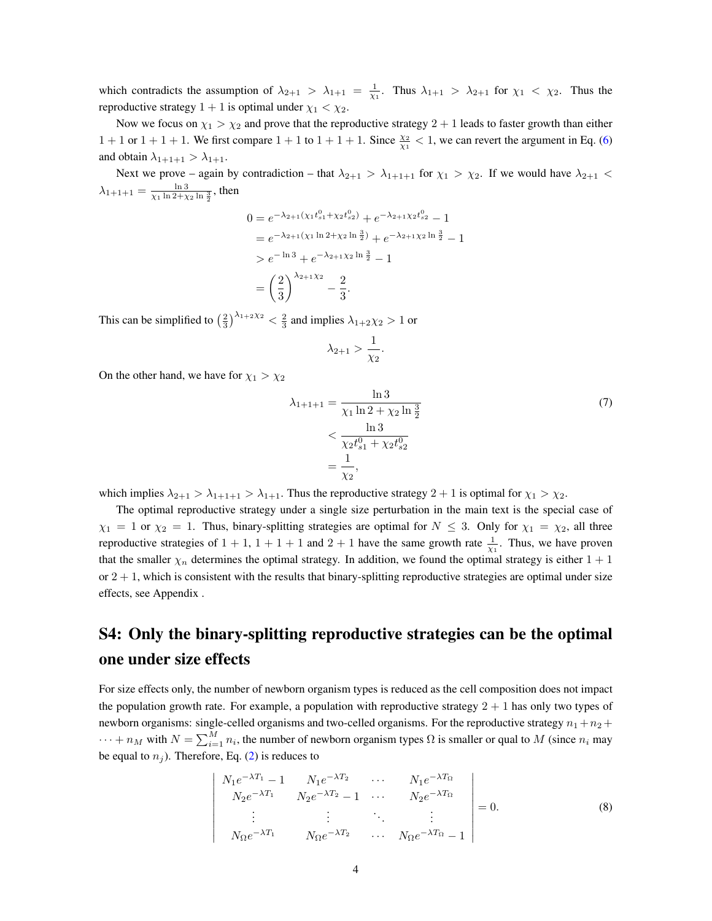which contradicts the assumption of $\lambda_{2+1} > \lambda_{1+1} = \frac{1}{\chi_1}$. Thus $\lambda_{1+1} > \lambda_{2+1}$ for $\chi_1 < \chi_2$. Thus the reproductive strategy $1+1$ is optimal under $\chi_1 < \chi_2$.

Now we focus on $\chi_1 > \chi_2$ and prove that the reproductive strategy $2+1$ leads to faster growth than either $1+1$ or $1+1+1$. We first compare $1+1$ to $1+1+1$. Since $\frac{\chi_2}{\chi_1} < 1$, we can revert the argument in Eq. (6) and obtain $\lambda_{1+1+1} > \lambda_{1+1}$.

Next we prove – again by contradiction – that $\lambda_{2+1} > \lambda_{1+1+1}$ for $\chi_1 > \chi_2$. If we would have $\lambda_{2+1} < \lambda_{1+1+1} = \frac{\ln 3}{\chi_1 \ln 2 + \chi_2 \ln \frac{3}{2}}$, then

$$
\begin{aligned}
0 &= e^{-\lambda_{2+1}(\chi_1 t_{s1}^0 + \chi_2 t_{s2}^0)} + e^{-\lambda_{2+1}\chi_2 t_{s2}^0} - 1 \\
&= e^{-\lambda_{2+1}(\chi_1 \ln 2 + \chi_2 \ln \frac{3}{2})} + e^{-\lambda_{2+1}\chi_2 \ln \frac{3}{2}} - 1 \\
&> e^{-\ln 3} + e^{-\lambda_{2+1}\chi_2 \ln \frac{3}{2}} - 1 \\
&= \left(\frac{2}{3}\right)^{\lambda_{2+1}\chi_2} - \frac{2}{3}.
\end{aligned}
$$

This can be simplified to $\left(\frac{2}{3}\right)^{\lambda_{1+2}\chi_2} < \frac{2}{3}$ and implies $\lambda_{1+2}\chi_2 > 1$ or

$$
\lambda_{2+1} > \frac{1}{\chi_2}.
$$

On the other hand, we have for $\chi_1 > \chi_2$

$$
\begin{aligned}
\lambda_{1+1+1} &= \frac{\ln 3}{\chi_1 \ln 2 + \chi_2 \ln \frac{3}{2}} \\
&< \frac{\ln 3}{\chi_2 t_{s1}^0 + \chi_2 t_{s2}^0} \\
&= \frac{1}{\chi_2},
\end{aligned}
\tag{7}
$$

which implies $\lambda_{2+1} > \lambda_{1+1+1} > \lambda_{1+1}$. Thus the reproductive strategy $2+1$ is optimal for $\chi_1 > \chi_2$.

The optimal reproductive strategy under a single size perturbation in the main text is the special case of $\chi_1 = 1$ or $\chi_2 = 1$. Thus, binary-splitting strategies are optimal for $N \leq 3$. Only for $\chi_1 = \chi_2$, all three reproductive strategies of $1+1$, $1+1+1$ and $2+1$ have the same growth rate $\frac{1}{\chi_1}$. Thus, we have proven that the smaller $\chi_n$ determines the optimal strategy. In addition, we found the optimal strategy is either $1+1$ or $2+1$, which is consistent with the results that binary-splitting reproductive strategies are optimal under size effects, see Appendix .

## S4: Only the binary-splitting reproductive strategies can be the optimal one under size effects

For size effects only, the number of newborn organism types is reduced as the cell composition does not impact the population growth rate. For example, a population with reproductive strategy $2+1$ has only two types of newborn organisms: single-celled organisms and two-celled organisms. For the reproductive strategy $n_1 + n_2 + \cdots + n_M$ with $N = \sum_{i=1}^{M} n_i$, the number of newborn organism types $\Omega$ is smaller or qual to $M$ (since $n_i$ may be equal to $n_j$). Therefore, Eq. (2) is reduces to

$$
\begin{vmatrix}
N_1 e^{-\lambda T_1} - 1 & N_1 e^{-\lambda T_2} & \cdots & N_1 e^{-\lambda T_\Omega} \\
N_2 e^{-\lambda T_1} & N_2 e^{-\lambda T_2} - 1 & \cdots & N_2 e^{-\lambda T_\Omega} \\
\vdots & \vdots & \ddots & \vdots \\
N_\Omega e^{-\lambda T_1} & N_\Omega e^{-\lambda T_2} & \cdots & N_\Omega e^{-\lambda T_\Omega} - 1
\end{vmatrix} = 0.
\tag{8}
$$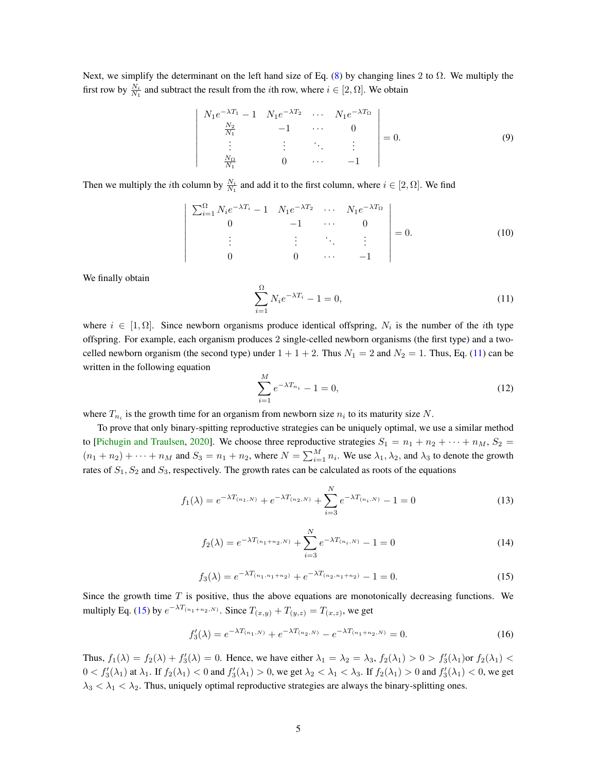Next, we simplify the determinant on the left hand size of Eq. (8) by changing lines 2 to $\Omega$. We multiply the first row by $\frac{N_i}{N_1}$ and subtract the result from the $i$th row, where $i \in [2, \Omega]$. We obtain

$$\begin{vmatrix} N_1 e^{-\lambda T_1} - 1 & N_1 e^{-\lambda T_2} & \cdots & N_1 e^{-\lambda T_\Omega} \\ \frac{N_2}{N_1} & -1 & \cdots & 0 \\ \vdots & \vdots & \ddots & \vdots \\ \frac{N_\Omega}{N_1} & 0 & \cdots & -1 \end{vmatrix} = 0. \tag{9}$$

Then we multiply the $i$th column by $\frac{N_i}{N_1}$ and add it to the first column, where $i \in [2, \Omega]$. We find

$$\begin{vmatrix} \sum_{i=1}^{\Omega} N_i e^{-\lambda T_i} - 1 & N_1 e^{-\lambda T_2} & \cdots & N_1 e^{-\lambda T_\Omega} \\ 0 & -1 & \cdots & 0 \\ \vdots & \vdots & \ddots & \vdots \\ 0 & 0 & \cdots & -1 \end{vmatrix} = 0. \tag{10}$$

We finally obtain

$$\sum_{i=1}^{\Omega} N_i e^{-\lambda T_i} - 1 = 0, \tag{11}$$

where $i \in [1, \Omega]$. Since newborn organisms produce identical offspring, $N_i$ is the number of the $i$th type offspring. For example, each organism produces 2 single-celled newborn organisms (the first type) and a two-celled newborn organism (the second type) under $1+1+2$. Thus $N_1 = 2$ and $N_2 = 1$. Thus, Eq. (11) can be written in the following equation

$$\sum_{i=1}^{M} e^{-\lambda T_{n_i}} - 1 = 0, \tag{12}$$

where $T_{n_i}$ is the growth time for an organism from newborn size $n_i$ to its maturity size $N$.

To prove that only binary-spitting reproductive strategies can be uniquely optimal, we use a similar method to [Pichugin and Traulsen, 2020]. We choose three reproductive strategies $S_1 = n_1 + n_2 + \cdots + n_M$, $S_2 = (n_1 + n_2) + \cdots + n_M$ and $S_3 = n_1 + n_2$, where $N = \sum_{i=1}^{M} n_i$. We use $\lambda_1$, $\lambda_2$, and $\lambda_3$ to denote the growth rates of $S_1, S_2$ and $S_3$, respectively. The growth rates can be calculated as roots of the equations

$$f_1(\lambda) = e^{-\lambda T_{(n_1,N)}} + e^{-\lambda T_{(n_2,N)}} + \sum_{i=3}^{N} e^{-\lambda T_{(n_i,N)}} - 1 = 0 \tag{13}$$

$$f_2(\lambda) = e^{-\lambda T_{(n_1+n_2,N)}} + \sum_{i=3}^{N} e^{-\lambda T_{(n_i,N)}} - 1 = 0 \tag{14}$$

$$f_3(\lambda) = e^{-\lambda T_{(n_1,n_1+n_2)}} + e^{-\lambda T_{(n_2,n_1+n_2)}} - 1 = 0. \tag{15}$$

Since the growth time $T$ is positive, thus the above equations are monotonically decreasing functions. We multiply Eq. (15) by $e^{-\lambda T_{(n_1+n_2,N)}}$. Since $T_{(x,y)} + T_{(y,z)} = T_{(x,z)}$, we get

$$f_3'(\lambda) = e^{-\lambda T_{(n_1,N)}} + e^{-\lambda T_{(n_2,N)}} - e^{-\lambda T_{(n_1+n_2,N)}} = 0. \tag{16}$$

Thus, $f_1(\lambda) = f_2(\lambda) + f_3'(\lambda) = 0$. Hence, we have either $\lambda_1 = \lambda_2 = \lambda_3$, $f_2(\lambda_1) > 0 > f_3'(\lambda_1)$or $f_2(\lambda_1) < 0 < f_3'(\lambda_1)$ at $\lambda_1$. If $f_2(\lambda_1) < 0$ and $f_3'(\lambda_1) > 0$, we get $\lambda_2 < \lambda_1 < \lambda_3$. If $f_2(\lambda_1) > 0$ and $f_3'(\lambda_1) < 0$, we get $\lambda_3 < \lambda_1 < \lambda_2$. Thus, uniquely optimal reproductive strategies are always the binary-splitting ones.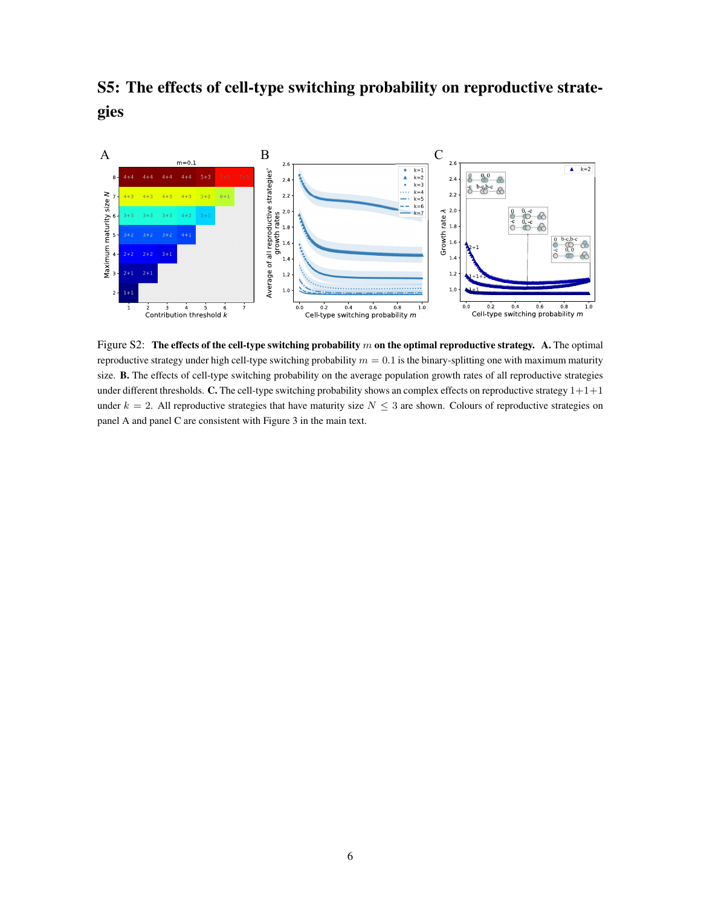## S5: The effects of cell-type switching probability on reproductive strategies

Figure S2: **The effects of the cell-type switching probability $m$ on the optimal reproductive strategy. A.** The optimal reproductive strategy under high cell-type switching probability $m = 0.1$ is the binary-splitting one with maximum maturity size. **B.** The effects of cell-type switching probability on the average population growth rates of all reproductive strategies under different thresholds. **C.** The cell-type switching probability shows an complex effects on reproductive strategy 1+1+1 under $k = 2$. All reproductive strategies that have maturity size $N \leq 3$ are shown. Colours of reproductive strategies on panel A and panel C are consistent with Figure 3 in the main text.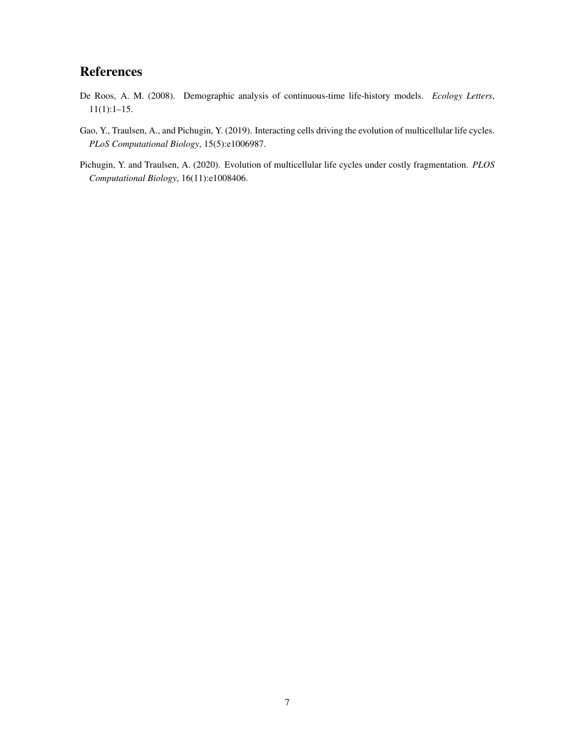# References

De Roos, A. M. (2008). Demographic analysis of continuous-time life-history models. *Ecology Letters*, 11(1):1–15.

Gao, Y., Traulsen, A., and Pichugin, Y. (2019). Interacting cells driving the evolution of multicellular life cycles. *PLoS Computational Biology*, 15(5):e1006987.

Pichugin, Y. and Traulsen, A. (2020). Evolution of multicellular life cycles under costly fragmentation. *PLOS Computational Biology*, 16(11):e1008406.